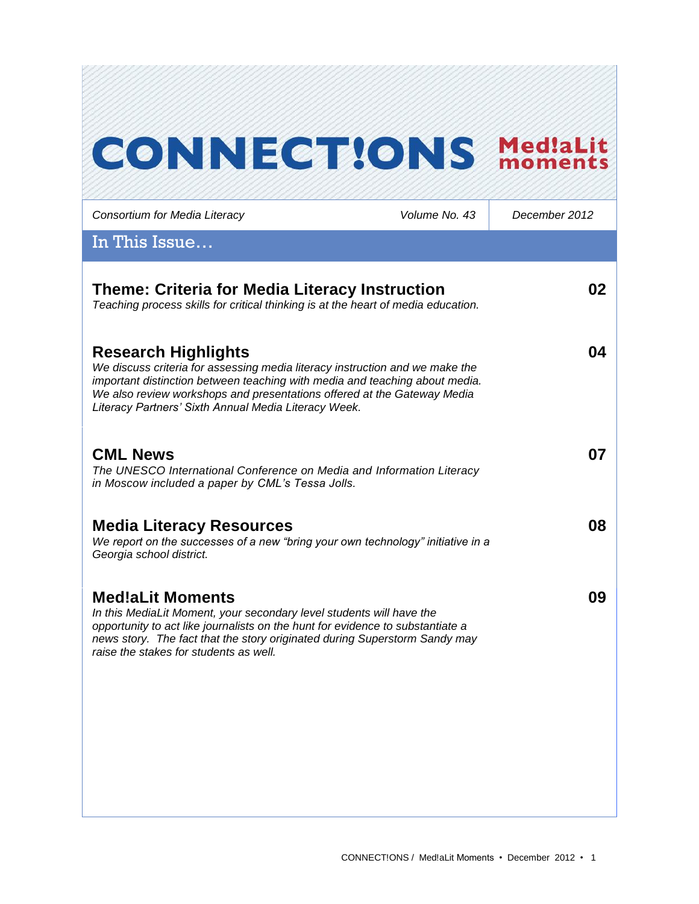# CONNECT!ONS Med!aLit moments

*Consortium for Media Literacy* | *Volume No. 43* | *December 2012*

## In This Issue…

### Theme: Criteria for Media Literacy Instruction — 02

*Teaching process skills for critical thinking is at the heart of media education.*

### Research Highlights — 04

*We discuss criteria for assessing media literacy instruction and we make the important distinction between teaching with media and teaching about media. We also review workshops and presentations offered at the Gateway Media Literacy Partners' Sixth Annual Media Literacy Week.*

### CML News — 07

*The UNESCO International Conference on Media and Information Literacy in Moscow included a paper by CML's Tessa Jolls.*

### Media Literacy Resources — 08

*We report on the successes of a new "bring your own technology" initiative in a Georgia school district.*

### Med!aLit Moments — 09

*In this MediaLit Moment, your secondary level students will have the opportunity to act like journalists on the hunt for evidence to substantiate a news story. The fact that the story originated during Superstorm Sandy may raise the stakes for students as well.*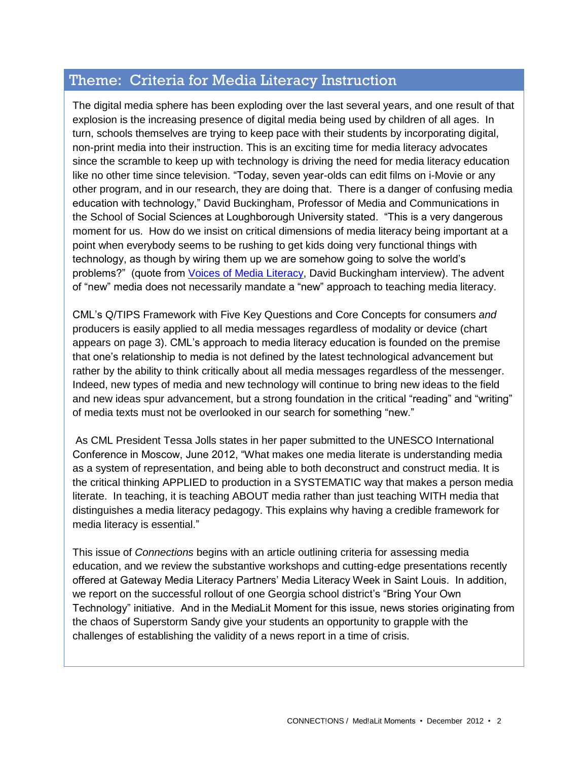## Theme: Criteria for Media Literacy Instruction

The digital media sphere has been exploding over the last several years, and one result of that explosion is the increasing presence of digital media being used by children of all ages. In turn, schools themselves are trying to keep pace with their students by incorporating digital, non-print media into their instruction. This is an exciting time for media literacy advocates since the scramble to keep up with technology is driving the need for media literacy education like no other time since television. "Today, seven year-olds can edit films on i-Movie or any other program, and in our research, they are doing that. There is a danger of confusing media education with technology," David Buckingham, Professor of Media and Communications in the School of Social Sciences at Loughborough University stated. "This is a very dangerous moment for us. How do we insist on critical dimensions of media literacy being important at a point when everybody seems to be rushing to get kids doing very functional things with technology, as though by wiring them up we are somehow going to solve the world's problems?" (quote from Voices of Media Literacy, David Buckingham interview). The advent of "new" media does not necessarily mandate a "new" approach to teaching media literacy.

CML's Q/TIPS Framework with Five Key Questions and Core Concepts for consumers *and* producers is easily applied to all media messages regardless of modality or device (chart appears on page 3). CML's approach to media literacy education is founded on the premise that one's relationship to media is not defined by the latest technological advancement but rather by the ability to think critically about all media messages regardless of the messenger. Indeed, new types of media and new technology will continue to bring new ideas to the field and new ideas spur advancement, but a strong foundation in the critical "reading" and "writing" of media texts must not be overlooked in our search for something "new."

As CML President Tessa Jolls states in her paper submitted to the UNESCO International Conference in Moscow, June 2012, "What makes one media literate is understanding media as a system of representation, and being able to both deconstruct and construct media. It is the critical thinking APPLIED to production in a SYSTEMATIC way that makes a person media literate. In teaching, it is teaching ABOUT media rather than just teaching WITH media that distinguishes a media literacy pedagogy. This explains why having a credible framework for media literacy is essential."

This issue of *Connections* begins with an article outlining criteria for assessing media education, and we review the substantive workshops and cutting-edge presentations recently offered at Gateway Media Literacy Partners' Media Literacy Week in Saint Louis. In addition, we report on the successful rollout of one Georgia school district's "Bring Your Own Technology" initiative. And in the MediaLit Moment for this issue, news stories originating from the chaos of Superstorm Sandy give your students an opportunity to grapple with the challenges of establishing the validity of a news report in a time of crisis.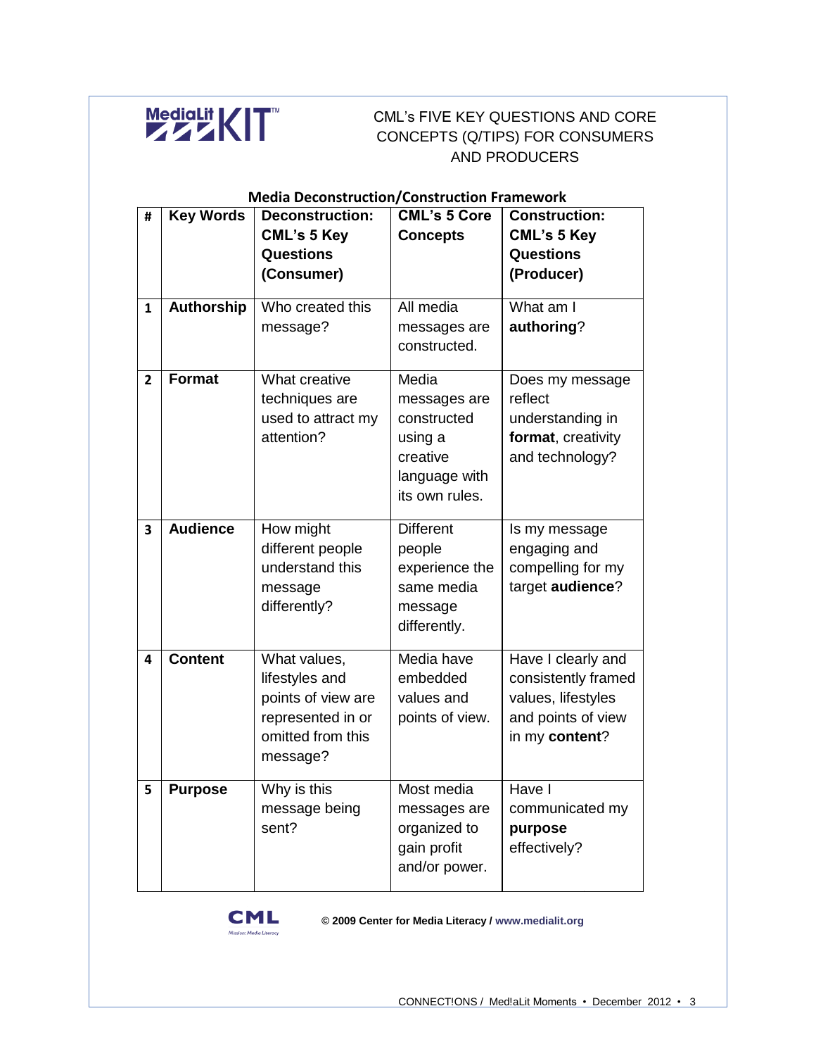MediaLit KIT™

# CML's FIVE KEY QUESTIONS AND CORE CONCEPTS (Q/TIPS) FOR CONSUMERS AND PRODUCERS

## Media Deconstruction/Construction Framework

| # | Key Words | Deconstruction: CML's 5 Key Questions (Consumer) | CML's 5 Core Concepts | Construction: CML's 5 Key Questions (Producer) |
|---|---|---|---|---|
| 1 | **Authorship** | Who created this message? | All media messages are constructed. | What am I **authoring**? |
| 2 | **Format** | What creative techniques are used to attract my attention? | Media messages are constructed using a creative language with its own rules. | Does my message reflect understanding in **format**, creativity and technology? |
| 3 | **Audience** | How might different people understand this message differently? | Different people experience the same media message differently. | Is my message engaging and compelling for my target **audience**? |
| 4 | **Content** | What values, lifestyles and points of view are represented in or omitted from this message? | Media have embedded values and points of view. | Have I clearly and consistently framed values, lifestyles and points of view in my **content**? |
| 5 | **Purpose** | Why is this message being sent? | Most media messages are organized to gain profit and/or power. | Have I communicated my **purpose** effectively? |

CML Mission: Media Literacy

**© 2009 Center for Media Literacy / www.medialit.org**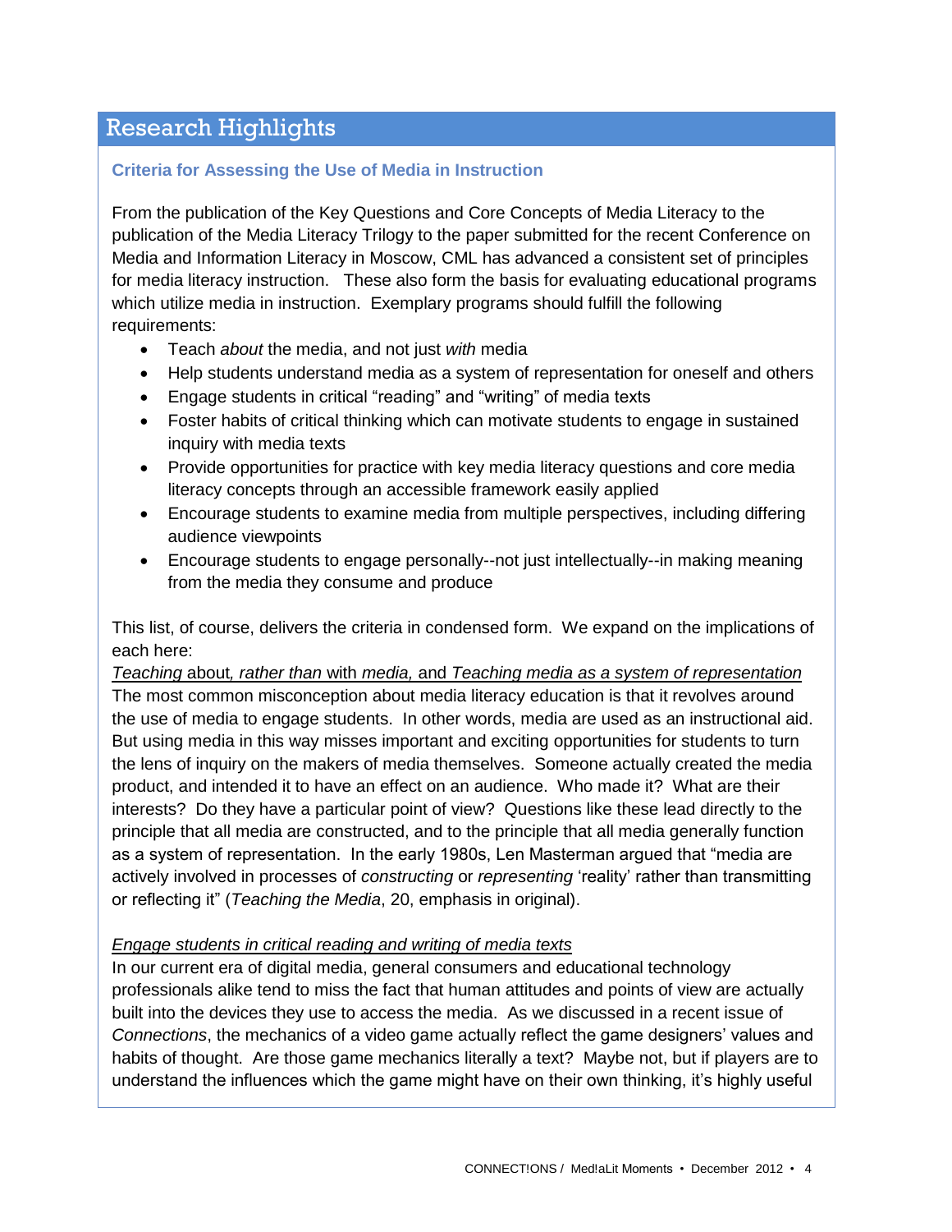## Research Highlights

### Criteria for Assessing the Use of Media in Instruction

From the publication of the Key Questions and Core Concepts of Media Literacy to the publication of the Media Literacy Trilogy to the paper submitted for the recent Conference on Media and Information Literacy in Moscow, CML has advanced a consistent set of principles for media literacy instruction. These also form the basis for evaluating educational programs which utilize media in instruction. Exemplary programs should fulfill the following requirements:

- Teach *about* the media, and not just *with* media
- Help students understand media as a system of representation for oneself and others
- Engage students in critical "reading" and "writing" of media texts
- Foster habits of critical thinking which can motivate students to engage in sustained inquiry with media texts
- Provide opportunities for practice with key media literacy questions and core media literacy concepts through an accessible framework easily applied
- Encourage students to examine media from multiple perspectives, including differing audience viewpoints
- Encourage students to engage personally--not just intellectually--in making meaning from the media they consume and produce

This list, of course, delivers the criteria in condensed form. We expand on the implications of each here:

*Teaching* about*, rather than* with *media,* and *Teaching media as a system of representation*

The most common misconception about media literacy education is that it revolves around the use of media to engage students. In other words, media are used as an instructional aid. But using media in this way misses important and exciting opportunities for students to turn the lens of inquiry on the makers of media themselves. Someone actually created the media product, and intended it to have an effect on an audience. Who made it? What are their interests? Do they have a particular point of view? Questions like these lead directly to the principle that all media are constructed, and to the principle that all media generally function as a system of representation. In the early 1980s, Len Masterman argued that "media are actively involved in processes of *constructing* or *representing* 'reality' rather than transmitting or reflecting it" (*Teaching the Media*, 20, emphasis in original).

*Engage students in critical reading and writing of media texts*

In our current era of digital media, general consumers and educational technology professionals alike tend to miss the fact that human attitudes and points of view are actually built into the devices they use to access the media. As we discussed in a recent issue of *Connections*, the mechanics of a video game actually reflect the game designers' values and habits of thought. Are those game mechanics literally a text? Maybe not, but if players are to understand the influences which the game might have on their own thinking, it's highly useful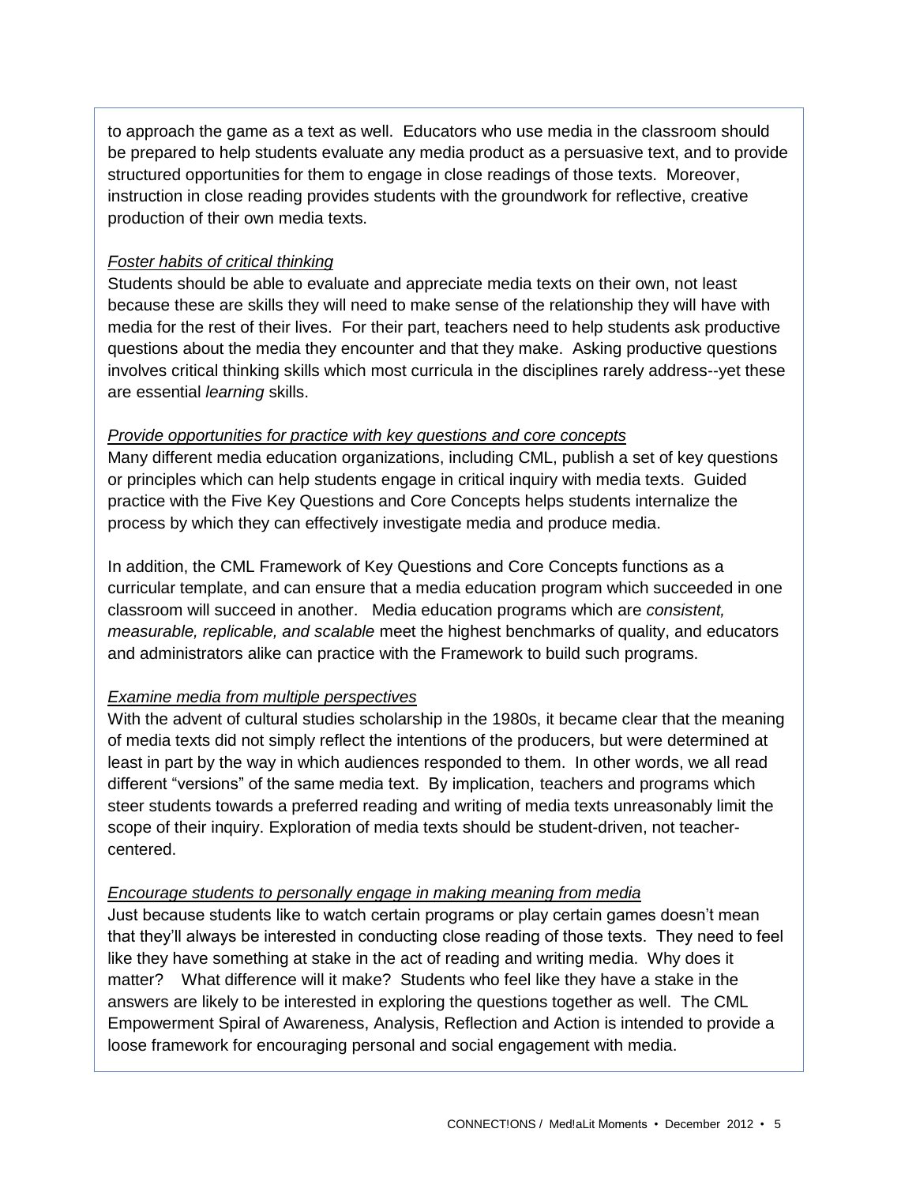to approach the game as a text as well. Educators who use media in the classroom should be prepared to help students evaluate any media product as a persuasive text, and to provide structured opportunities for them to engage in close readings of those texts. Moreover, instruction in close reading provides students with the groundwork for reflective, creative production of their own media texts.

*Foster habits of critical thinking*

Students should be able to evaluate and appreciate media texts on their own, not least because these are skills they will need to make sense of the relationship they will have with media for the rest of their lives. For their part, teachers need to help students ask productive questions about the media they encounter and that they make. Asking productive questions involves critical thinking skills which most curricula in the disciplines rarely address--yet these are essential *learning* skills.

*Provide opportunities for practice with key questions and core concepts*

Many different media education organizations, including CML, publish a set of key questions or principles which can help students engage in critical inquiry with media texts. Guided practice with the Five Key Questions and Core Concepts helps students internalize the process by which they can effectively investigate media and produce media.

In addition, the CML Framework of Key Questions and Core Concepts functions as a curricular template, and can ensure that a media education program which succeeded in one classroom will succeed in another. Media education programs which are *consistent, measurable, replicable, and scalable* meet the highest benchmarks of quality, and educators and administrators alike can practice with the Framework to build such programs.

*Examine media from multiple perspectives*

With the advent of cultural studies scholarship in the 1980s, it became clear that the meaning of media texts did not simply reflect the intentions of the producers, but were determined at least in part by the way in which audiences responded to them. In other words, we all read different "versions" of the same media text. By implication, teachers and programs which steer students towards a preferred reading and writing of media texts unreasonably limit the scope of their inquiry. Exploration of media texts should be student-driven, not teacher-centered.

*Encourage students to personally engage in making meaning from media*

Just because students like to watch certain programs or play certain games doesn't mean that they'll always be interested in conducting close reading of those texts. They need to feel like they have something at stake in the act of reading and writing media. Why does it matter? What difference will it make? Students who feel like they have a stake in the answers are likely to be interested in exploring the questions together as well. The CML Empowerment Spiral of Awareness, Analysis, Reflection and Action is intended to provide a loose framework for encouraging personal and social engagement with media.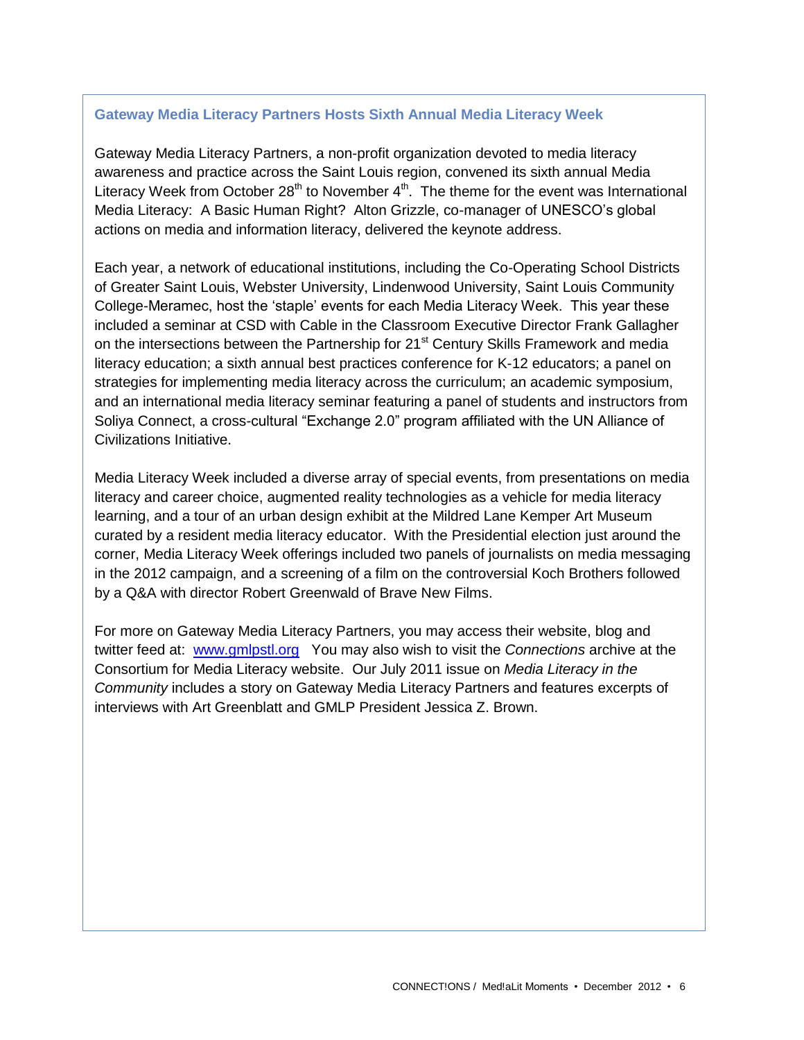## Gateway Media Literacy Partners Hosts Sixth Annual Media Literacy Week

Gateway Media Literacy Partners, a non-profit organization devoted to media literacy awareness and practice across the Saint Louis region, convened its sixth annual Media Literacy Week from October 28th to November 4th. The theme for the event was International Media Literacy: A Basic Human Right? Alton Grizzle, co-manager of UNESCO's global actions on media and information literacy, delivered the keynote address.

Each year, a network of educational institutions, including the Co-Operating School Districts of Greater Saint Louis, Webster University, Lindenwood University, Saint Louis Community College-Meramec, host the 'staple' events for each Media Literacy Week. This year these included a seminar at CSD with Cable in the Classroom Executive Director Frank Gallagher on the intersections between the Partnership for 21st Century Skills Framework and media literacy education; a sixth annual best practices conference for K-12 educators; a panel on strategies for implementing media literacy across the curriculum; an academic symposium, and an international media literacy seminar featuring a panel of students and instructors from Soliya Connect, a cross-cultural "Exchange 2.0" program affiliated with the UN Alliance of Civilizations Initiative.

Media Literacy Week included a diverse array of special events, from presentations on media literacy and career choice, augmented reality technologies as a vehicle for media literacy learning, and a tour of an urban design exhibit at the Mildred Lane Kemper Art Museum curated by a resident media literacy educator. With the Presidential election just around the corner, Media Literacy Week offerings included two panels of journalists on media messaging in the 2012 campaign, and a screening of a film on the controversial Koch Brothers followed by a Q&A with director Robert Greenwald of Brave New Films.

For more on Gateway Media Literacy Partners, you may access their website, blog and twitter feed at: [www.gmlpstl.org](http://www.gmlpstl.org) You may also wish to visit the *Connections* archive at the Consortium for Media Literacy website. Our July 2011 issue on *Media Literacy in the Community* includes a story on Gateway Media Literacy Partners and features excerpts of interviews with Art Greenblatt and GMLP President Jessica Z. Brown.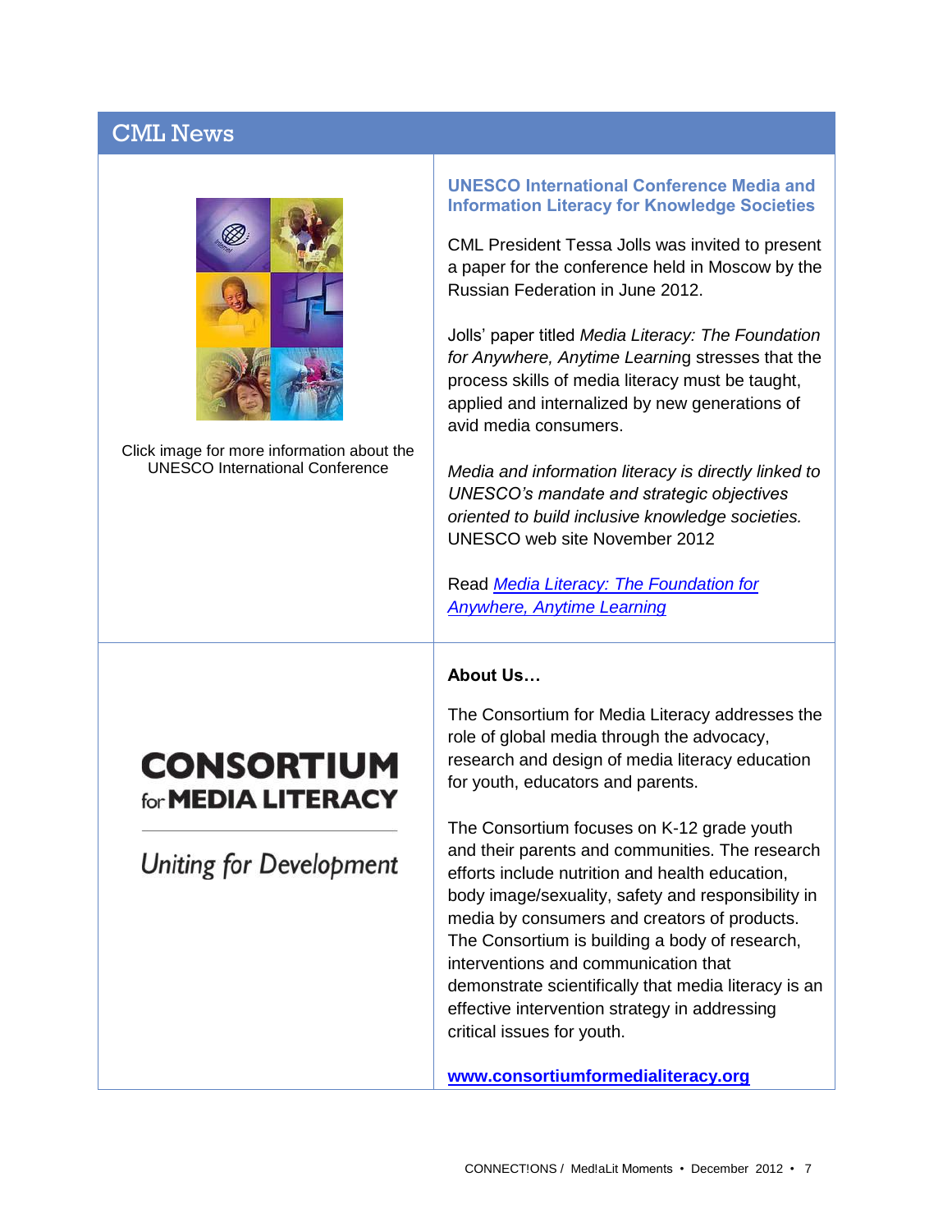## CML News

Click image for more information about the UNESCO International Conference

### UNESCO International Conference Media and Information Literacy for Knowledge Societies

CML President Tessa Jolls was invited to present a paper for the conference held in Moscow by the Russian Federation in June 2012.

Jolls' paper titled *Media Literacy: The Foundation for Anywhere, Anytime Learnin*g stresses that the process skills of media literacy must be taught, applied and internalized by new generations of avid media consumers.

*Media and information literacy is directly linked to UNESCO's mandate and strategic objectives oriented to build inclusive knowledge societies.* UNESCO web site November 2012

Read *Media Literacy: The Foundation for Anywhere, Anytime Learning*

CONSORTIUM for MEDIA LITERACY

*Uniting for Development*

**About Us…**

The Consortium for Media Literacy addresses the role of global media through the advocacy, research and design of media literacy education for youth, educators and parents.

The Consortium focuses on K-12 grade youth and their parents and communities. The research efforts include nutrition and health education, body image/sexuality, safety and responsibility in media by consumers and creators of products. The Consortium is building a body of research, interventions and communication that demonstrate scientifically that media literacy is an effective intervention strategy in addressing critical issues for youth.

**www.consortiumformedialiteracy.org**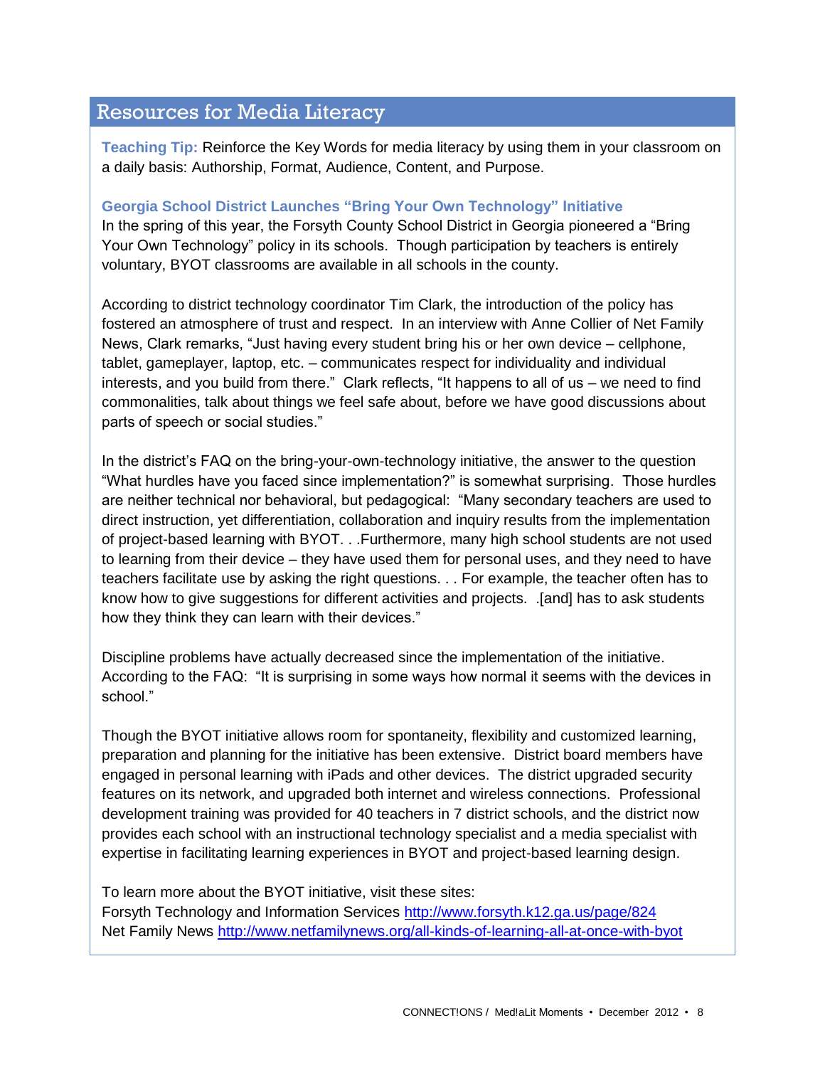## Resources for Media Literacy

**Teaching Tip:** Reinforce the Key Words for media literacy by using them in your classroom on a daily basis: Authorship, Format, Audience, Content, and Purpose.

**Georgia School District Launches "Bring Your Own Technology" Initiative**

In the spring of this year, the Forsyth County School District in Georgia pioneered a "Bring Your Own Technology" policy in its schools. Though participation by teachers is entirely voluntary, BYOT classrooms are available in all schools in the county.

According to district technology coordinator Tim Clark, the introduction of the policy has fostered an atmosphere of trust and respect. In an interview with Anne Collier of Net Family News, Clark remarks, "Just having every student bring his or her own device – cellphone, tablet, gameplayer, laptop, etc. – communicates respect for individuality and individual interests, and you build from there." Clark reflects, "It happens to all of us – we need to find commonalities, talk about things we feel safe about, before we have good discussions about parts of speech or social studies."

In the district's FAQ on the bring-your-own-technology initiative, the answer to the question "What hurdles have you faced since implementation?" is somewhat surprising. Those hurdles are neither technical nor behavioral, but pedagogical: "Many secondary teachers are used to direct instruction, yet differentiation, collaboration and inquiry results from the implementation of project-based learning with BYOT. . .Furthermore, many high school students are not used to learning from their device – they have used them for personal uses, and they need to have teachers facilitate use by asking the right questions. . . For example, the teacher often has to know how to give suggestions for different activities and projects. .[and] has to ask students how they think they can learn with their devices."

Discipline problems have actually decreased since the implementation of the initiative. According to the FAQ: "It is surprising in some ways how normal it seems with the devices in school."

Though the BYOT initiative allows room for spontaneity, flexibility and customized learning, preparation and planning for the initiative has been extensive. District board members have engaged in personal learning with iPads and other devices. The district upgraded security features on its network, and upgraded both internet and wireless connections. Professional development training was provided for 40 teachers in 7 district schools, and the district now provides each school with an instructional technology specialist and a media specialist with expertise in facilitating learning experiences in BYOT and project-based learning design.

To learn more about the BYOT initiative, visit these sites:
Forsyth Technology and Information Services http://www.forsyth.k12.ga.us/page/824
Net Family News http://www.netfamilynews.org/all-kinds-of-learning-all-at-once-with-byot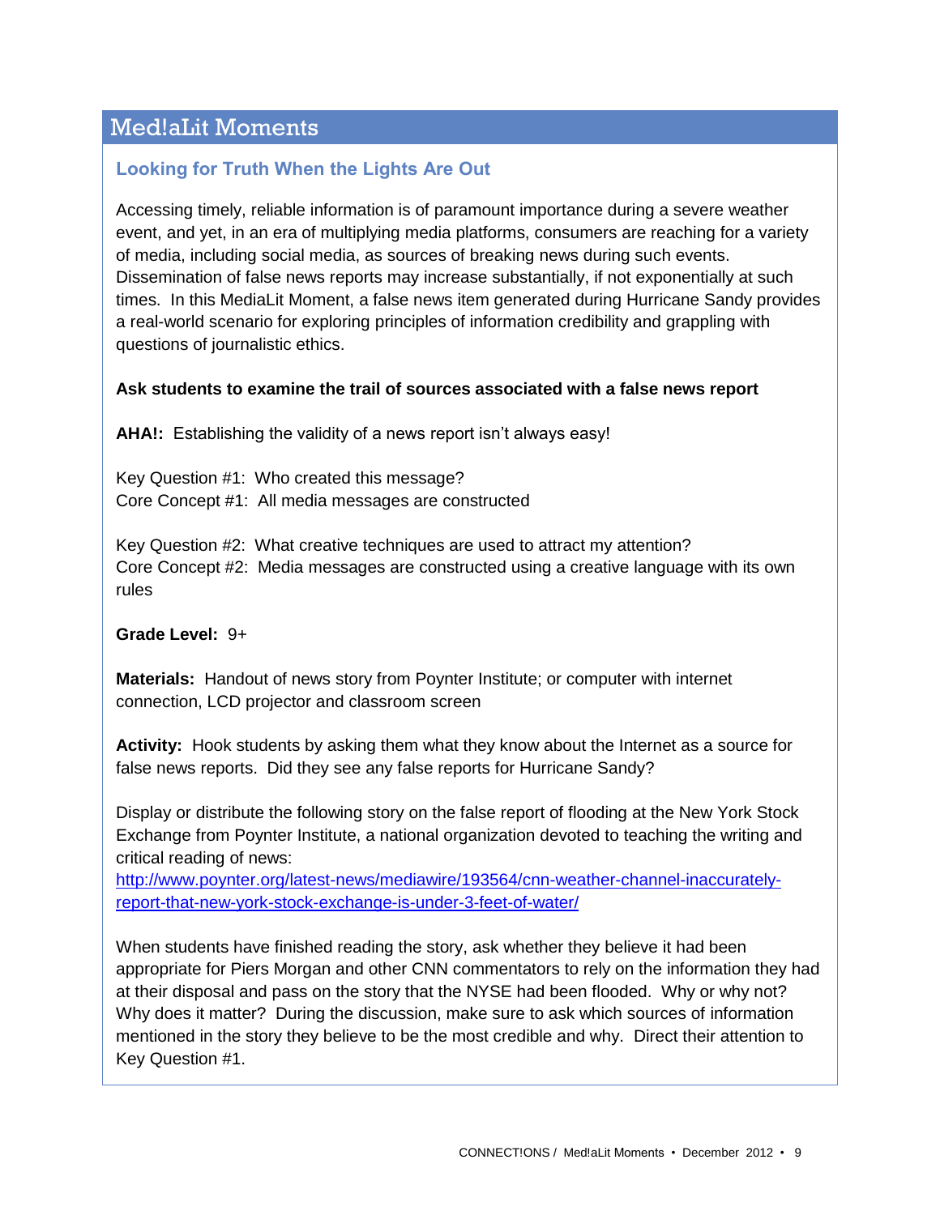## Med!aLit Moments

### Looking for Truth When the Lights Are Out

Accessing timely, reliable information is of paramount importance during a severe weather event, and yet, in an era of multiplying media platforms, consumers are reaching for a variety of media, including social media, as sources of breaking news during such events. Dissemination of false news reports may increase substantially, if not exponentially at such times. In this MediaLit Moment, a false news item generated during Hurricane Sandy provides a real-world scenario for exploring principles of information credibility and grappling with questions of journalistic ethics.

**Ask students to examine the trail of sources associated with a false news report**

**AHA!:** Establishing the validity of a news report isn't always easy!

Key Question #1: Who created this message?
Core Concept #1: All media messages are constructed

Key Question #2: What creative techniques are used to attract my attention?
Core Concept #2: Media messages are constructed using a creative language with its own rules

**Grade Level:** 9+

**Materials:** Handout of news story from Poynter Institute; or computer with internet connection, LCD projector and classroom screen

**Activity:** Hook students by asking them what they know about the Internet as a source for false news reports. Did they see any false reports for Hurricane Sandy?

Display or distribute the following story on the false report of flooding at the New York Stock Exchange from Poynter Institute, a national organization devoted to teaching the writing and critical reading of news:
[http://www.poynter.org/latest-news/mediawire/193564/cnn-weather-channel-inaccurately-report-that-new-york-stock-exchange-is-under-3-feet-of-water/](http://www.poynter.org/latest-news/mediawire/193564/cnn-weather-channel-inaccurately-report-that-new-york-stock-exchange-is-under-3-feet-of-water/)

When students have finished reading the story, ask whether they believe it had been appropriate for Piers Morgan and other CNN commentators to rely on the information they had at their disposal and pass on the story that the NYSE had been flooded. Why or why not? Why does it matter? During the discussion, make sure to ask which sources of information mentioned in the story they believe to be the most credible and why. Direct their attention to Key Question #1.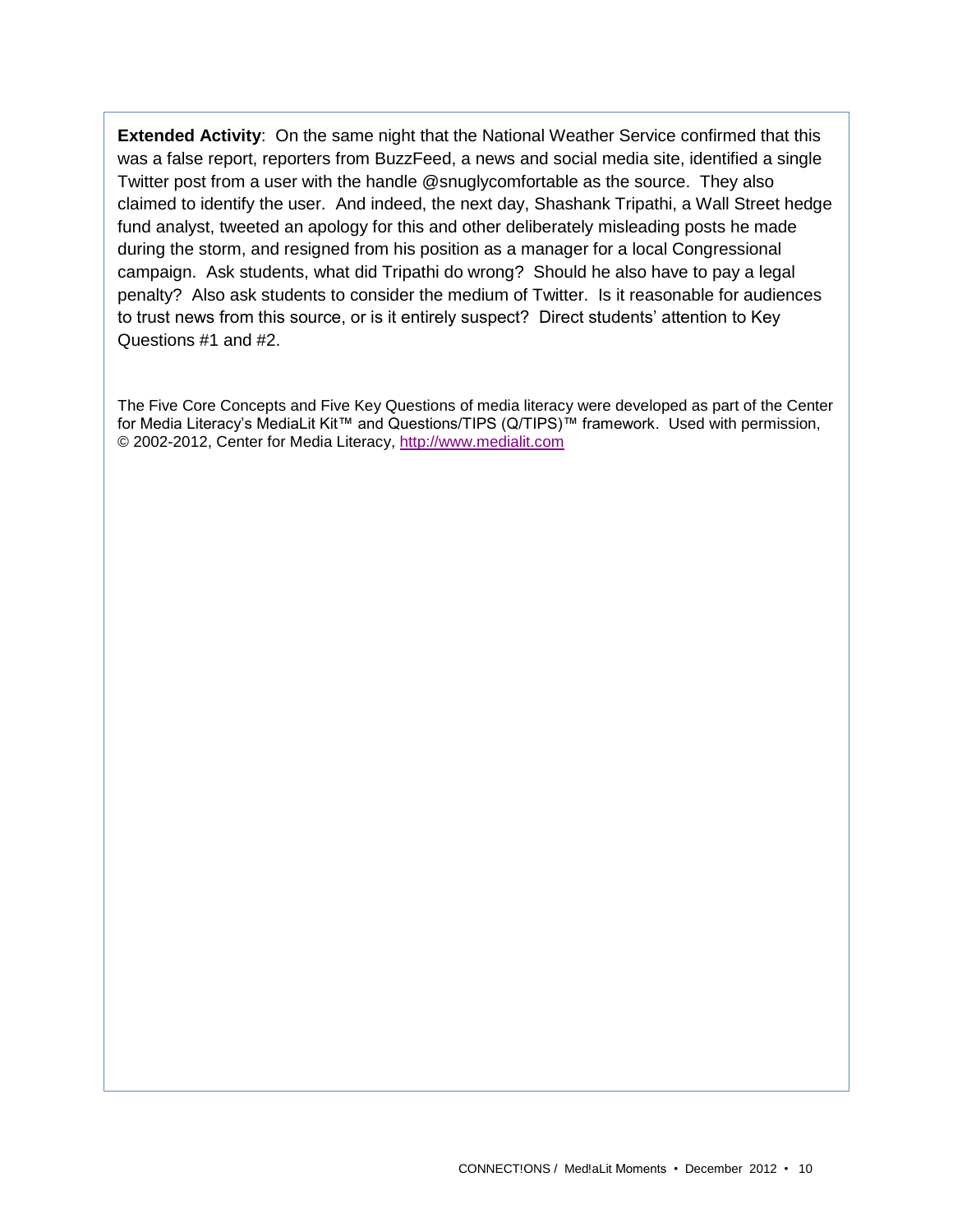**Extended Activity**: On the same night that the National Weather Service confirmed that this was a false report, reporters from BuzzFeed, a news and social media site, identified a single Twitter post from a user with the handle @snuglycomfortable as the source. They also claimed to identify the user. And indeed, the next day, Shashank Tripathi, a Wall Street hedge fund analyst, tweeted an apology for this and other deliberately misleading posts he made during the storm, and resigned from his position as a manager for a local Congressional campaign. Ask students, what did Tripathi do wrong? Should he also have to pay a legal penalty? Also ask students to consider the medium of Twitter. Is it reasonable for audiences to trust news from this source, or is it entirely suspect? Direct students' attention to Key Questions #1 and #2.

The Five Core Concepts and Five Key Questions of media literacy were developed as part of the Center for Media Literacy's MediaLit Kit™ and Questions/TIPS (Q/TIPS)™ framework. Used with permission, © 2002-2012, Center for Media Literacy, [http://www.medialit.com](http://www.medialit.com)